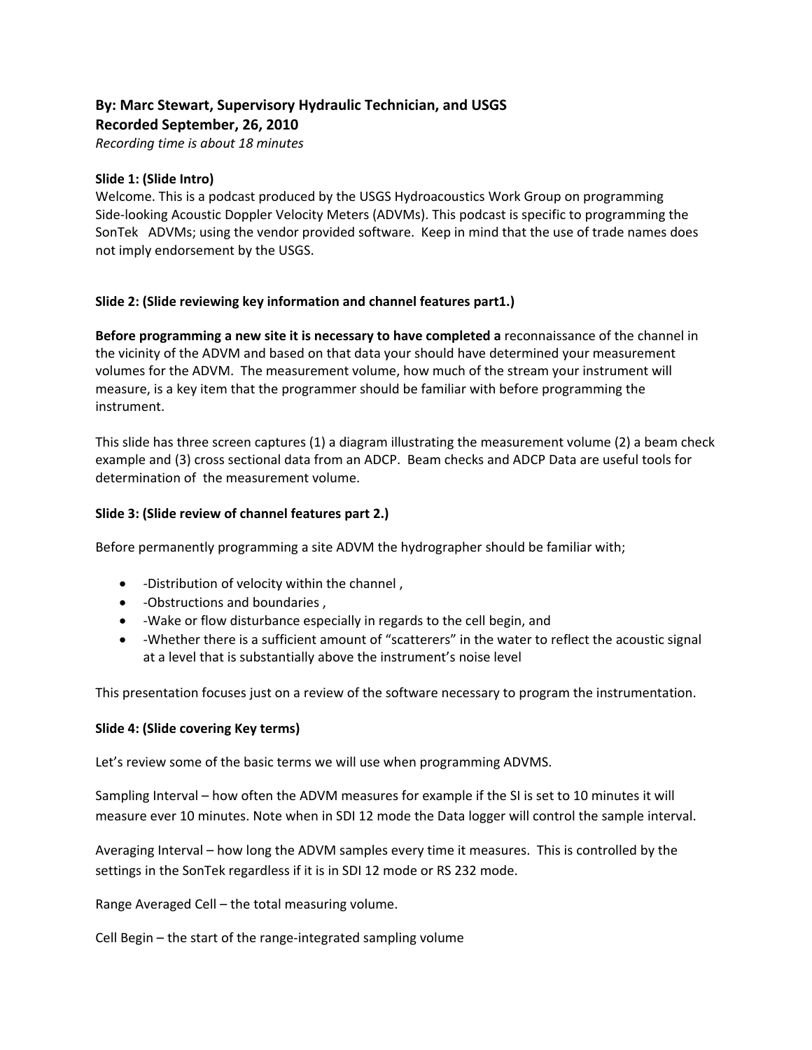**By: Marc Stewart, Supervisory Hydraulic Technician, and USGS**
**Recorded September, 26, 2010**
*Recording time is about 18 minutes*

**Slide 1: (Slide Intro)**
Welcome. This is a podcast produced by the USGS Hydroacoustics Work Group on programming Side-looking Acoustic Doppler Velocity Meters (ADVMs). This podcast is specific to programming the SonTek ADVMs; using the vendor provided software. Keep in mind that the use of trade names does not imply endorsement by the USGS.

**Slide 2: (Slide reviewing key information and channel features part1.)**

**Before programming a new site it is necessary to have completed a** reconnaissance of the channel in the vicinity of the ADVM and based on that data your should have determined your measurement volumes for the ADVM. The measurement volume, how much of the stream your instrument will measure, is a key item that the programmer should be familiar with before programming the instrument.

This slide has three screen captures (1) a diagram illustrating the measurement volume (2) a beam check example and (3) cross sectional data from an ADCP. Beam checks and ADCP Data are useful tools for determination of the measurement volume.

**Slide 3: (Slide review of channel features part 2.)**

Before permanently programming a site ADVM the hydrographer should be familiar with;

- -Distribution of velocity within the channel ,
- -Obstructions and boundaries ,
- -Wake or flow disturbance especially in regards to the cell begin, and
- -Whether there is a sufficient amount of "scatterers" in the water to reflect the acoustic signal at a level that is substantially above the instrument's noise level

This presentation focuses just on a review of the software necessary to program the instrumentation.

**Slide 4: (Slide covering Key terms)**

Let's review some of the basic terms we will use when programming ADVMS.

Sampling Interval – how often the ADVM measures for example if the SI is set to 10 minutes it will measure ever 10 minutes. Note when in SDI 12 mode the Data logger will control the sample interval.

Averaging Interval – how long the ADVM samples every time it measures. This is controlled by the settings in the SonTek regardless if it is in SDI 12 mode or RS 232 mode.

Range Averaged Cell – the total measuring volume.

Cell Begin – the start of the range-integrated sampling volume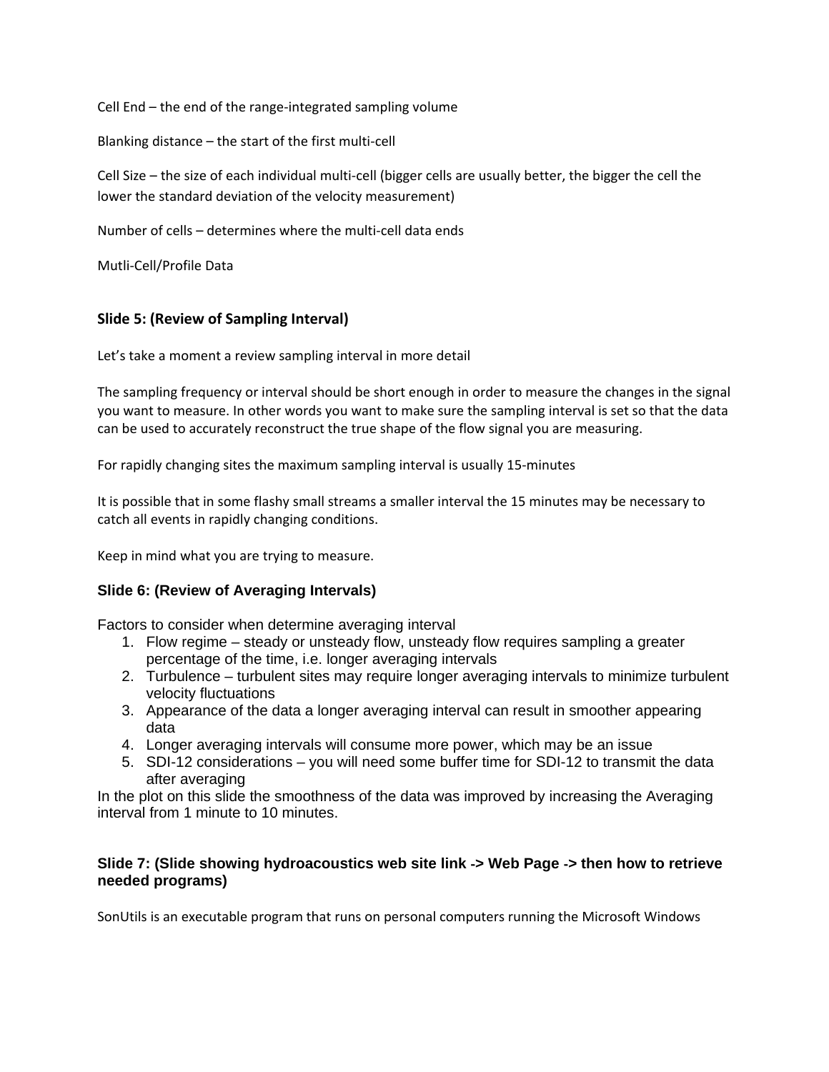Cell End – the end of the range-integrated sampling volume

Blanking distance – the start of the first multi-cell

Cell Size – the size of each individual multi-cell (bigger cells are usually better, the bigger the cell the lower the standard deviation of the velocity measurement)

Number of cells – determines where the multi-cell data ends

Mutli-Cell/Profile Data

### Slide 5: (Review of Sampling Interval)

Let's take a moment a review sampling interval in more detail

The sampling frequency or interval should be short enough in order to measure the changes in the signal you want to measure. In other words you want to make sure the sampling interval is set so that the data can be used to accurately reconstruct the true shape of the flow signal you are measuring.

For rapidly changing sites the maximum sampling interval is usually 15-minutes

It is possible that in some flashy small streams a smaller interval the 15 minutes may be necessary to catch all events in rapidly changing conditions.

Keep in mind what you are trying to measure.

### Slide 6: (Review of Averaging Intervals)

Factors to consider when determine averaging interval

1. Flow regime – steady or unsteady flow, unsteady flow requires sampling a greater percentage of the time, i.e. longer averaging intervals
2. Turbulence – turbulent sites may require longer averaging intervals to minimize turbulent velocity fluctuations
3. Appearance of the data a longer averaging interval can result in smoother appearing data
4. Longer averaging intervals will consume more power, which may be an issue
5. SDI-12 considerations – you will need some buffer time for SDI-12 to transmit the data after averaging

In the plot on this slide the smoothness of the data was improved by increasing the Averaging interval from 1 minute to 10 minutes.

### Slide 7: (Slide showing hydroacoustics web site link -> Web Page -> then how to retrieve needed programs)

SonUtils is an executable program that runs on personal computers running the Microsoft Windows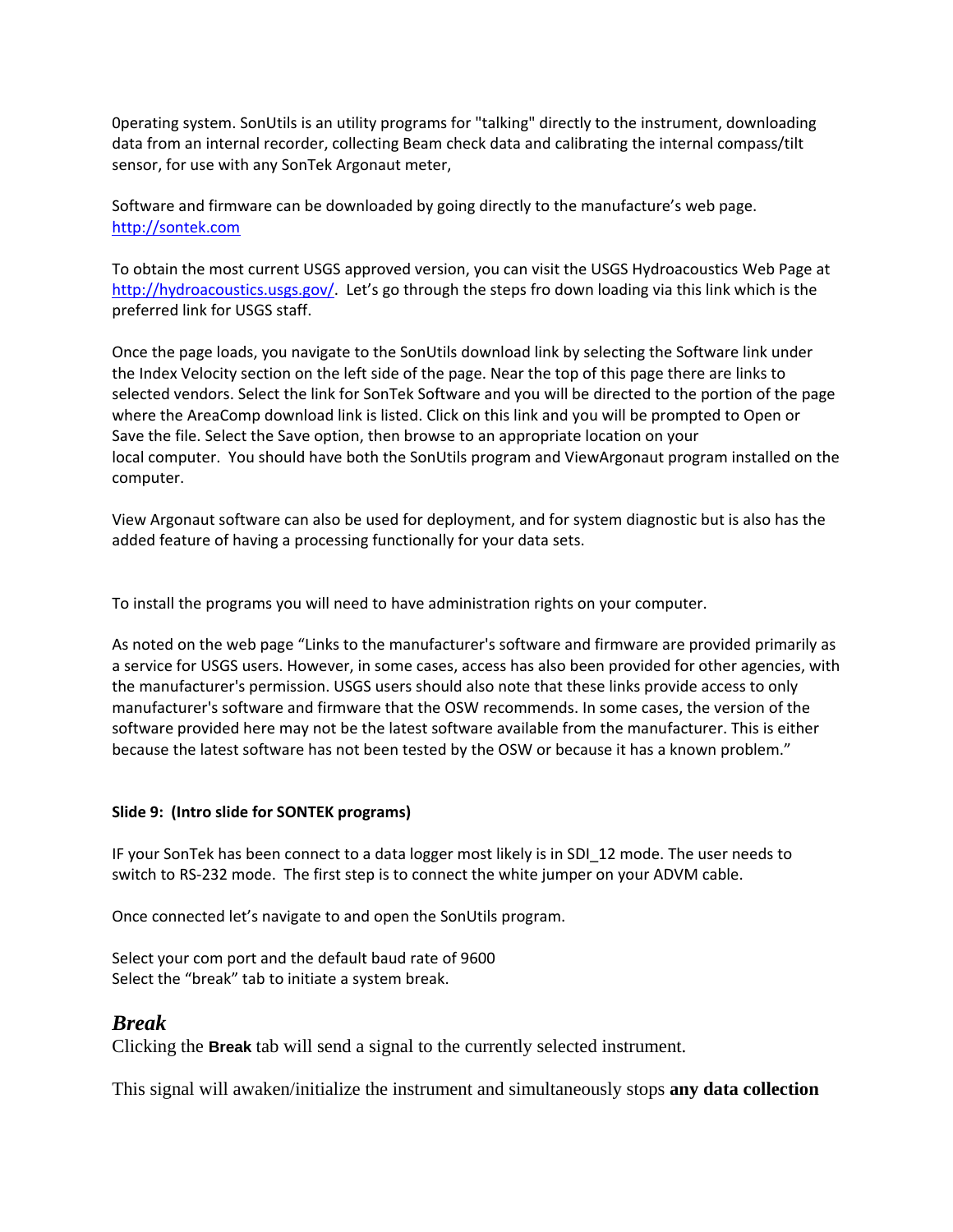0perating system. SonUtils is an utility programs for "talking" directly to the instrument, downloading data from an internal recorder, collecting Beam check data and calibrating the internal compass/tilt sensor, for use with any SonTek Argonaut meter,

Software and firmware can be downloaded by going directly to the manufacture's web page. [http://sontek.com](http://sontek.com)

To obtain the most current USGS approved version, you can visit the USGS Hydroacoustics Web Page at [http://hydroacoustics.usgs.gov/](http://hydroacoustics.usgs.gov/). Let's go through the steps fro down loading via this link which is the preferred link for USGS staff.

Once the page loads, you navigate to the SonUtils download link by selecting the Software link under the Index Velocity section on the left side of the page. Near the top of this page there are links to selected vendors. Select the link for SonTek Software and you will be directed to the portion of the page where the AreaComp download link is listed. Click on this link and you will be prompted to Open or Save the file. Select the Save option, then browse to an appropriate location on your local computer. You should have both the SonUtils program and ViewArgonaut program installed on the computer.

View Argonaut software can also be used for deployment, and for system diagnostic but is also has the added feature of having a processing functionally for your data sets.

To install the programs you will need to have administration rights on your computer.

As noted on the web page "Links to the manufacturer's software and firmware are provided primarily as a service for USGS users. However, in some cases, access has also been provided for other agencies, with the manufacturer's permission. USGS users should also note that these links provide access to only manufacturer's software and firmware that the OSW recommends. In some cases, the version of the software provided here may not be the latest software available from the manufacturer. This is either because the latest software has not been tested by the OSW or because it has a known problem."

**Slide 9: (Intro slide for SONTEK programs)**

IF your SonTek has been connect to a data logger most likely is in SDI_12 mode. The user needs to switch to RS-232 mode. The first step is to connect the white jumper on your ADVM cable.

Once connected let's navigate to and open the SonUtils program.

Select your com port and the default baud rate of 9600
Select the "break" tab to initiate a system break.

## *Break*

Clicking the **Break** tab will send a signal to the currently selected instrument.

This signal will awaken/initialize the instrument and simultaneously stops **any data collection**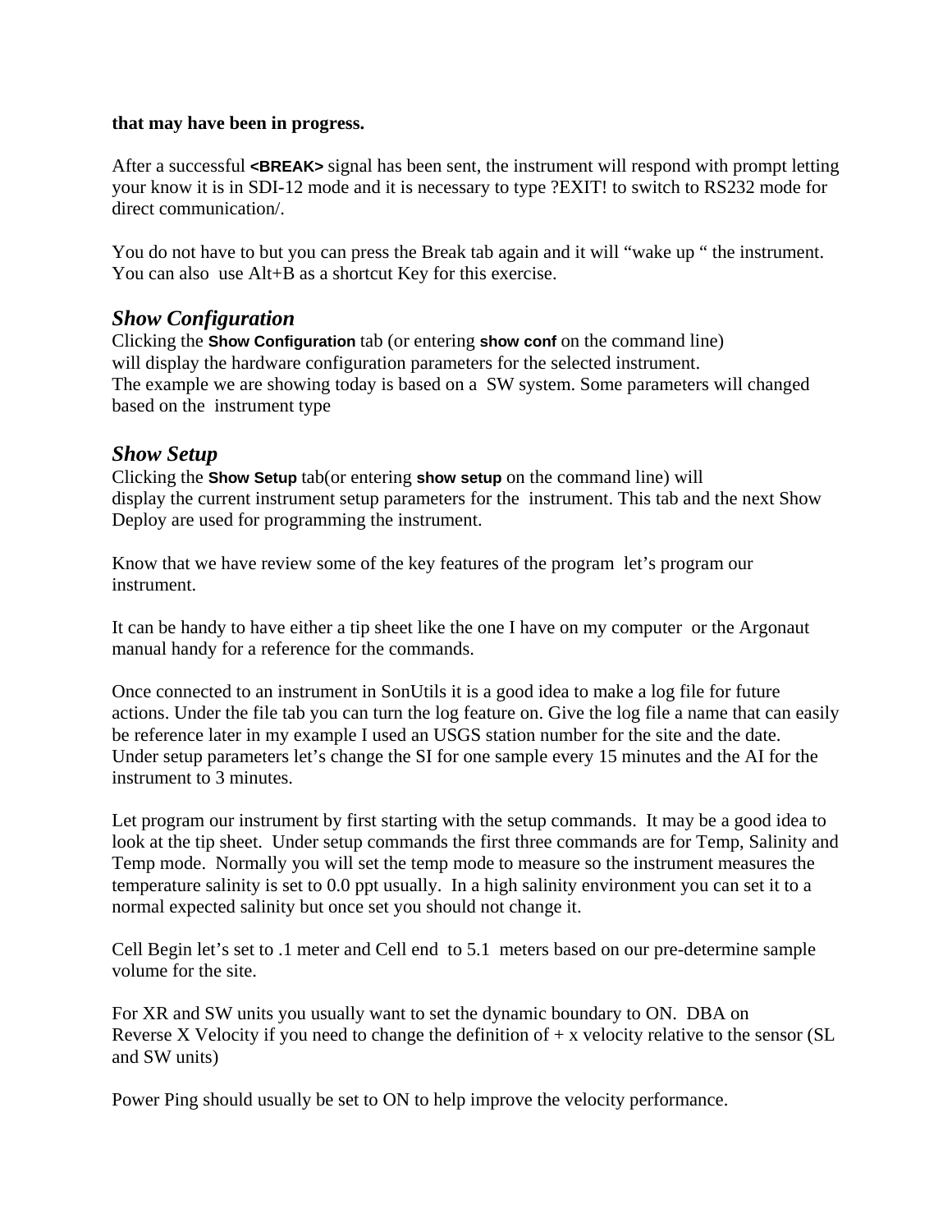**that may have been in progress.**

After a successful **<BREAK>** signal has been sent, the instrument will respond with prompt letting your know it is in SDI-12 mode and it is necessary to type ?EXIT! to switch to RS232 mode for direct communication/.

You do not have to but you can press the Break tab again and it will "wake up " the instrument. You can also use Alt+B as a shortcut Key for this exercise.

## *Show Configuration*

Clicking the **Show Configuration** tab (or entering **show conf** on the command line) will display the hardware configuration parameters for the selected instrument. The example we are showing today is based on a SW system. Some parameters will changed based on the instrument type

## *Show Setup*

Clicking the **Show Setup** tab(or entering **show setup** on the command line) will display the current instrument setup parameters for the instrument. This tab and the next Show Deploy are used for programming the instrument.

Know that we have review some of the key features of the program let's program our instrument.

It can be handy to have either a tip sheet like the one I have on my computer or the Argonaut manual handy for a reference for the commands.

Once connected to an instrument in SonUtils it is a good idea to make a log file for future actions. Under the file tab you can turn the log feature on. Give the log file a name that can easily be reference later in my example I used an USGS station number for the site and the date. Under setup parameters let's change the SI for one sample every 15 minutes and the AI for the instrument to 3 minutes.

Let program our instrument by first starting with the setup commands. It may be a good idea to look at the tip sheet. Under setup commands the first three commands are for Temp, Salinity and Temp mode. Normally you will set the temp mode to measure so the instrument measures the temperature salinity is set to 0.0 ppt usually. In a high salinity environment you can set it to a normal expected salinity but once set you should not change it.

Cell Begin let's set to .1 meter and Cell end to 5.1 meters based on our pre-determine sample volume for the site.

For XR and SW units you usually want to set the dynamic boundary to ON. DBA on Reverse X Velocity if you need to change the definition of + x velocity relative to the sensor (SL and SW units)

Power Ping should usually be set to ON to help improve the velocity performance.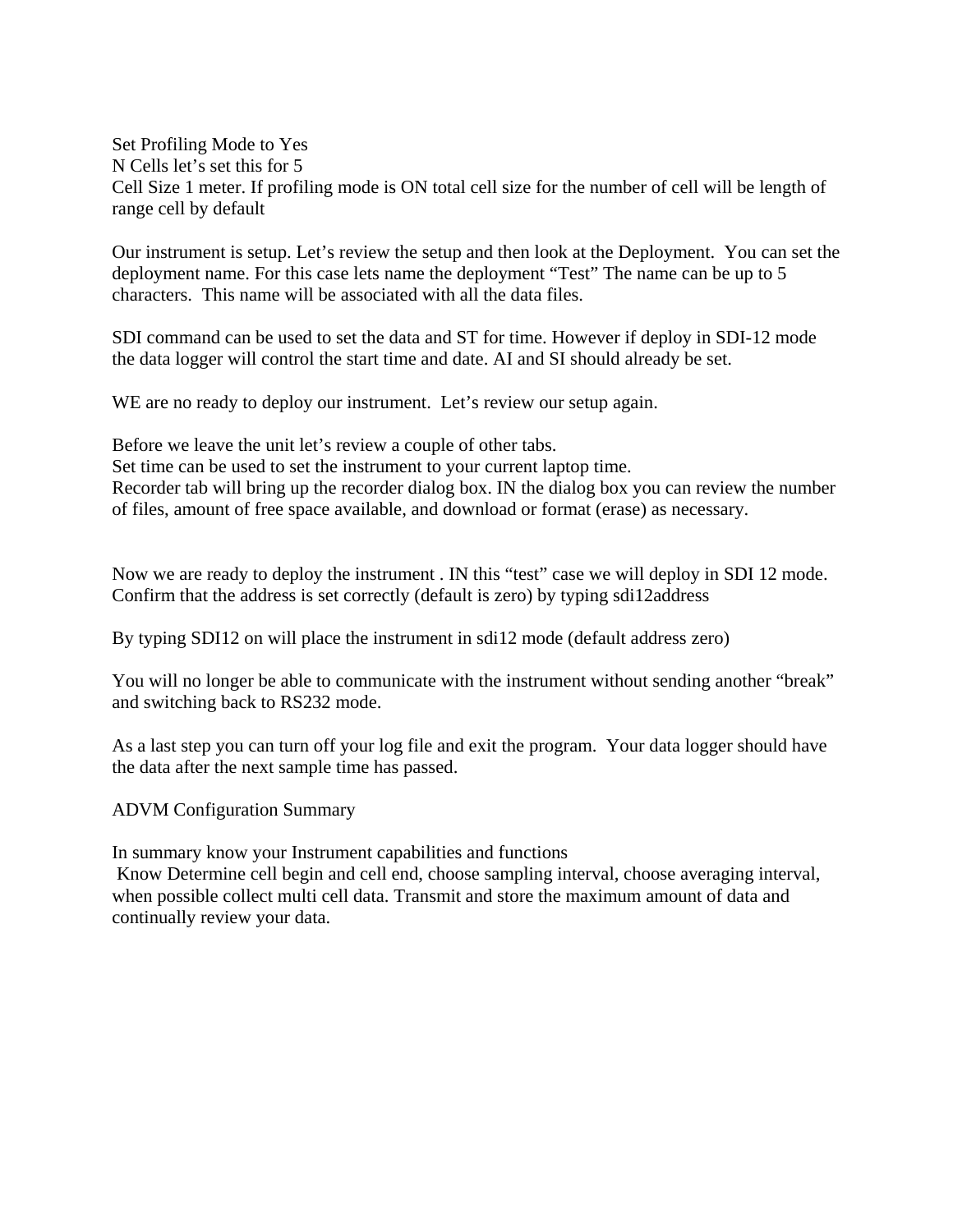Set Profiling Mode to Yes
N Cells let's set this for 5
Cell Size 1 meter. If profiling mode is ON total cell size for the number of cell will be length of range cell by default

Our instrument is setup. Let's review the setup and then look at the Deployment. You can set the deployment name. For this case lets name the deployment "Test" The name can be up to 5 characters. This name will be associated with all the data files.

SDI command can be used to set the data and ST for time. However if deploy in SDI-12 mode the data logger will control the start time and date. AI and SI should already be set.

WE are no ready to deploy our instrument. Let's review our setup again.

Before we leave the unit let's review a couple of other tabs.
Set time can be used to set the instrument to your current laptop time.
Recorder tab will bring up the recorder dialog box. IN the dialog box you can review the number of files, amount of free space available, and download or format (erase) as necessary.

Now we are ready to deploy the instrument . IN this "test" case we will deploy in SDI 12 mode. Confirm that the address is set correctly (default is zero) by typing sdi12address

By typing SDI12 on will place the instrument in sdi12 mode (default address zero)

You will no longer be able to communicate with the instrument without sending another "break" and switching back to RS232 mode.

As a last step you can turn off your log file and exit the program. Your data logger should have the data after the next sample time has passed.

ADVM Configuration Summary

In summary know your Instrument capabilities and functions
Know Determine cell begin and cell end, choose sampling interval, choose averaging interval, when possible collect multi cell data. Transmit and store the maximum amount of data and continually review your data.